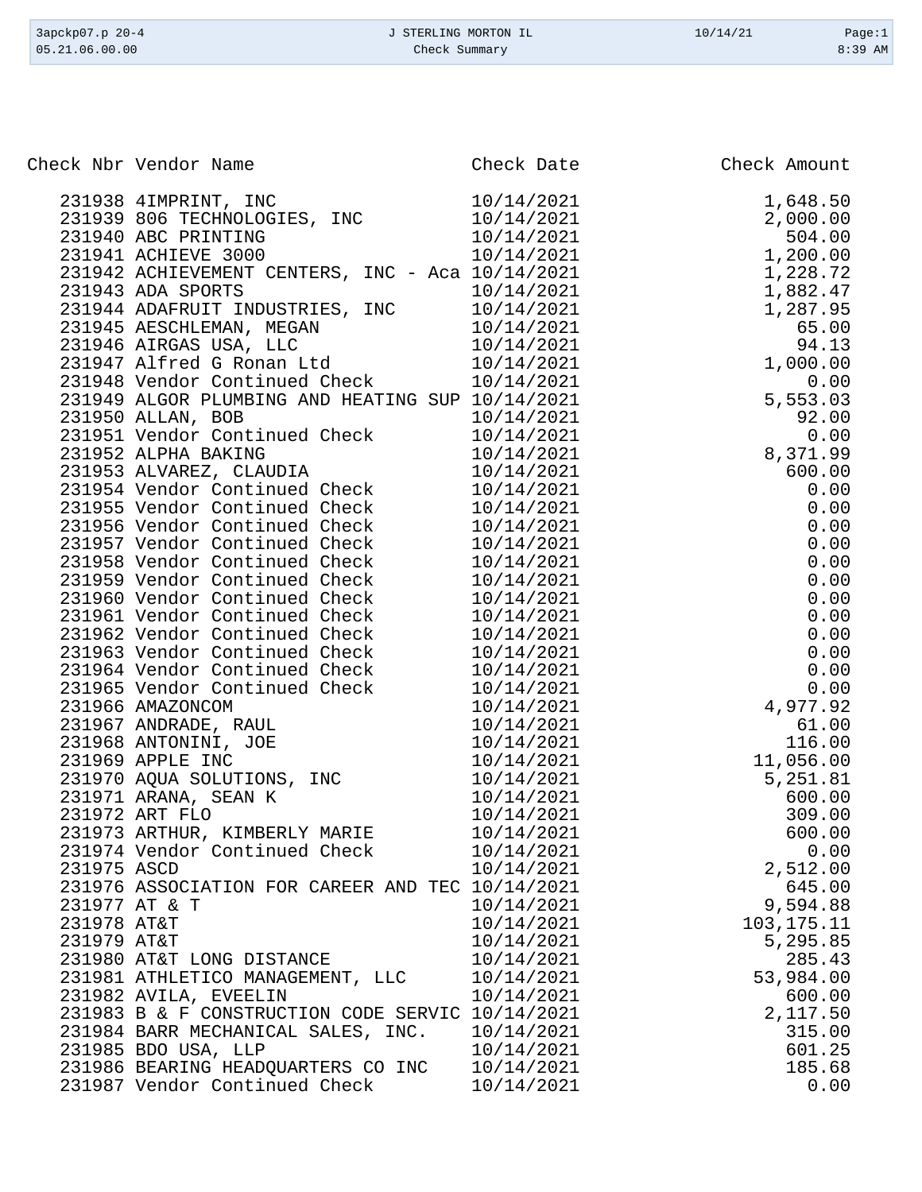| Check Nbr | Vendor Name | Check Date | Check Amount |
|---|---|---|---|
| 231938 | 4IMPRINT, INC | 10/14/2021 | 1,648.50 |
| 231939 | 806 TECHNOLOGIES, INC | 10/14/2021 | 2,000.00 |
| 231940 | ABC PRINTING | 10/14/2021 | 504.00 |
| 231941 | ACHIEVE 3000 | 10/14/2021 | 1,200.00 |
| 231942 | ACHIEVEMENT CENTERS, INC - Aca | 10/14/2021 | 1,228.72 |
| 231943 | ADA SPORTS | 10/14/2021 | 1,882.47 |
| 231944 | ADAFRUIT INDUSTRIES, INC | 10/14/2021 | 1,287.95 |
| 231945 | AESCHLEMAN, MEGAN | 10/14/2021 | 65.00 |
| 231946 | AIRGAS USA, LLC | 10/14/2021 | 94.13 |
| 231947 | Alfred G Ronan Ltd | 10/14/2021 | 1,000.00 |
| 231948 | Vendor Continued Check | 10/14/2021 | 0.00 |
| 231949 | ALGOR PLUMBING AND HEATING SUP | 10/14/2021 | 5,553.03 |
| 231950 | ALLAN, BOB | 10/14/2021 | 92.00 |
| 231951 | Vendor Continued Check | 10/14/2021 | 0.00 |
| 231952 | ALPHA BAKING | 10/14/2021 | 8,371.99 |
| 231953 | ALVAREZ, CLAUDIA | 10/14/2021 | 600.00 |
| 231954 | Vendor Continued Check | 10/14/2021 | 0.00 |
| 231955 | Vendor Continued Check | 10/14/2021 | 0.00 |
| 231956 | Vendor Continued Check | 10/14/2021 | 0.00 |
| 231957 | Vendor Continued Check | 10/14/2021 | 0.00 |
| 231958 | Vendor Continued Check | 10/14/2021 | 0.00 |
| 231959 | Vendor Continued Check | 10/14/2021 | 0.00 |
| 231960 | Vendor Continued Check | 10/14/2021 | 0.00 |
| 231961 | Vendor Continued Check | 10/14/2021 | 0.00 |
| 231962 | Vendor Continued Check | 10/14/2021 | 0.00 |
| 231963 | Vendor Continued Check | 10/14/2021 | 0.00 |
| 231964 | Vendor Continued Check | 10/14/2021 | 0.00 |
| 231965 | Vendor Continued Check | 10/14/2021 | 0.00 |
| 231966 | AMAZONCOM | 10/14/2021 | 4,977.92 |
| 231967 | ANDRADE, RAUL | 10/14/2021 | 61.00 |
| 231968 | ANTONINI, JOE | 10/14/2021 | 116.00 |
| 231969 | APPLE INC | 10/14/2021 | 11,056.00 |
| 231970 | AQUA SOLUTIONS, INC | 10/14/2021 | 5,251.81 |
| 231971 | ARANA, SEAN K | 10/14/2021 | 600.00 |
| 231972 | ART FLO | 10/14/2021 | 309.00 |
| 231973 | ARTHUR, KIMBERLY MARIE | 10/14/2021 | 600.00 |
| 231974 | Vendor Continued Check | 10/14/2021 | 0.00 |
| 231975 | ASCD | 10/14/2021 | 2,512.00 |
| 231976 | ASSOCIATION FOR CAREER AND TEC | 10/14/2021 | 645.00 |
| 231977 | AT & T | 10/14/2021 | 9,594.88 |
| 231978 | AT&T | 10/14/2021 | 103,175.11 |
| 231979 | AT&T | 10/14/2021 | 5,295.85 |
| 231980 | AT&T LONG DISTANCE | 10/14/2021 | 285.43 |
| 231981 | ATHLETICO MANAGEMENT, LLC | 10/14/2021 | 53,984.00 |
| 231982 | AVILA, EVEELIN | 10/14/2021 | 600.00 |
| 231983 | B & F CONSTRUCTION CODE SERVIC | 10/14/2021 | 2,117.50 |
| 231984 | BARR MECHANICAL SALES, INC. | 10/14/2021 | 315.00 |
| 231985 | BDO USA, LLP | 10/14/2021 | 601.25 |
| 231986 | BEARING HEADQUARTERS CO INC | 10/14/2021 | 185.68 |
| 231987 | Vendor Continued Check | 10/14/2021 | 0.00 |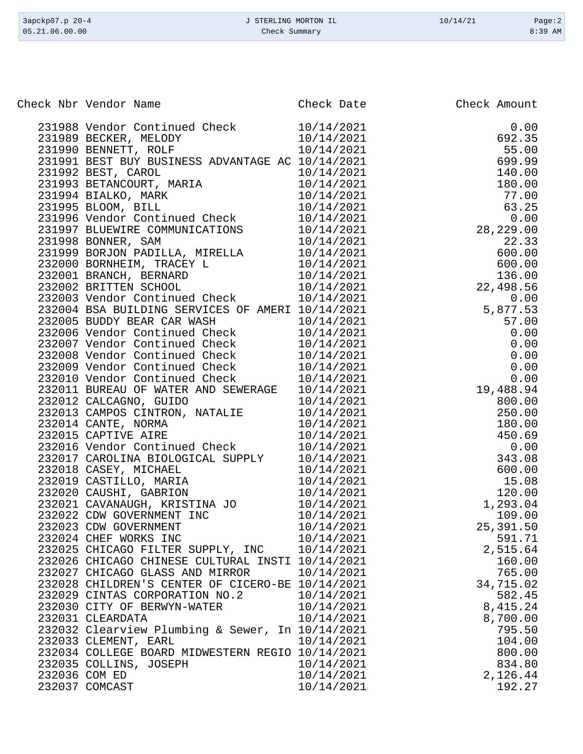| Check Nbr | Vendor Name | Check Date | Check Amount |
|---|---|---|---|
| 231988 | Vendor Continued Check | 10/14/2021 | 0.00 |
| 231989 | BECKER, MELODY | 10/14/2021 | 692.35 |
| 231990 | BENNETT, ROLF | 10/14/2021 | 55.00 |
| 231991 | BEST BUY BUSINESS ADVANTAGE AC | 10/14/2021 | 699.99 |
| 231992 | BEST, CAROL | 10/14/2021 | 140.00 |
| 231993 | BETANCOURT, MARIA | 10/14/2021 | 180.00 |
| 231994 | BIALKO, MARK | 10/14/2021 | 77.00 |
| 231995 | BLOOM, BILL | 10/14/2021 | 63.25 |
| 231996 | Vendor Continued Check | 10/14/2021 | 0.00 |
| 231997 | BLUEWIRE COMMUNICATIONS | 10/14/2021 | 28,229.00 |
| 231998 | BONNER, SAM | 10/14/2021 | 22.33 |
| 231999 | BORJON PADILLA, MIRELLA | 10/14/2021 | 600.00 |
| 232000 | BORNHEIM, TRACEY L | 10/14/2021 | 600.00 |
| 232001 | BRANCH, BERNARD | 10/14/2021 | 136.00 |
| 232002 | BRITTEN SCHOOL | 10/14/2021 | 22,498.56 |
| 232003 | Vendor Continued Check | 10/14/2021 | 0.00 |
| 232004 | BSA BUILDING SERVICES OF AMERI | 10/14/2021 | 5,877.53 |
| 232005 | BUDDY BEAR CAR WASH | 10/14/2021 | 57.00 |
| 232006 | Vendor Continued Check | 10/14/2021 | 0.00 |
| 232007 | Vendor Continued Check | 10/14/2021 | 0.00 |
| 232008 | Vendor Continued Check | 10/14/2021 | 0.00 |
| 232009 | Vendor Continued Check | 10/14/2021 | 0.00 |
| 232010 | Vendor Continued Check | 10/14/2021 | 0.00 |
| 232011 | BUREAU OF WATER AND SEWERAGE | 10/14/2021 | 19,488.94 |
| 232012 | CALCAGNO, GUIDO | 10/14/2021 | 800.00 |
| 232013 | CAMPOS CINTRON, NATALIE | 10/14/2021 | 250.00 |
| 232014 | CANTE, NORMA | 10/14/2021 | 180.00 |
| 232015 | CAPTIVE AIRE | 10/14/2021 | 450.69 |
| 232016 | Vendor Continued Check | 10/14/2021 | 0.00 |
| 232017 | CAROLINA BIOLOGICAL SUPPLY | 10/14/2021 | 343.08 |
| 232018 | CASEY, MICHAEL | 10/14/2021 | 600.00 |
| 232019 | CASTILLO, MARIA | 10/14/2021 | 15.08 |
| 232020 | CAUSHI, GABRION | 10/14/2021 | 120.00 |
| 232021 | CAVANAUGH, KRISTINA JO | 10/14/2021 | 1,293.04 |
| 232022 | CDW GOVERNMENT INC | 10/14/2021 | 109.00 |
| 232023 | CDW GOVERNMENT | 10/14/2021 | 25,391.50 |
| 232024 | CHEF WORKS INC | 10/14/2021 | 591.71 |
| 232025 | CHICAGO FILTER SUPPLY, INC | 10/14/2021 | 2,515.64 |
| 232026 | CHICAGO CHINESE CULTURAL INSTI | 10/14/2021 | 160.00 |
| 232027 | CHICAGO GLASS AND MIRROR | 10/14/2021 | 765.00 |
| 232028 | CHILDREN'S CENTER OF CICERO-BE | 10/14/2021 | 34,715.02 |
| 232029 | CINTAS CORPORATION NO.2 | 10/14/2021 | 582.45 |
| 232030 | CITY OF BERWYN-WATER | 10/14/2021 | 8,415.24 |
| 232031 | CLEARDATA | 10/14/2021 | 8,700.00 |
| 232032 | Clearview Plumbing & Sewer, In | 10/14/2021 | 795.50 |
| 232033 | CLEMENT, EARL | 10/14/2021 | 104.00 |
| 232034 | COLLEGE BOARD MIDWESTERN REGIO | 10/14/2021 | 800.00 |
| 232035 | COLLINS, JOSEPH | 10/14/2021 | 834.80 |
| 232036 | COM ED | 10/14/2021 | 2,126.44 |
| 232037 | COMCAST | 10/14/2021 | 192.27 |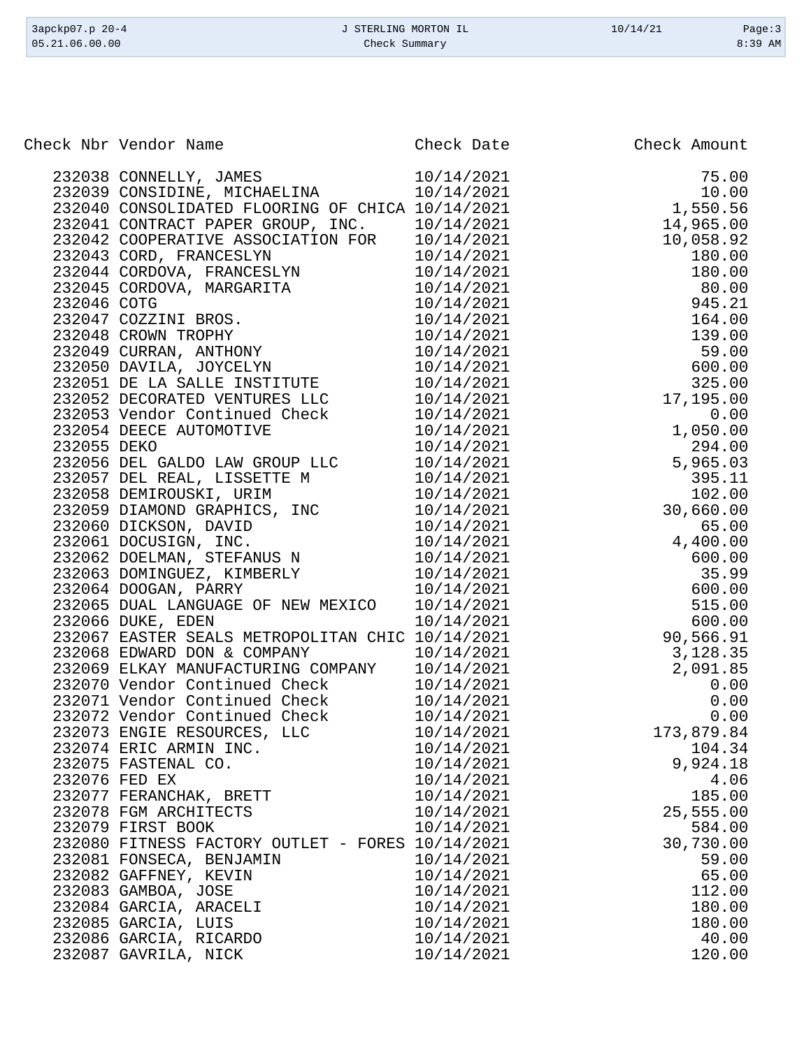| Check Nbr | Vendor Name | Check Date | Check Amount |
|---|---|---|---|
| 232038 | CONNELLY, JAMES | 10/14/2021 | 75.00 |
| 232039 | CONSIDINE, MICHAELINA | 10/14/2021 | 10.00 |
| 232040 | CONSOLIDATED FLOORING OF CHICA | 10/14/2021 | 1,550.56 |
| 232041 | CONTRACT PAPER GROUP, INC. | 10/14/2021 | 14,965.00 |
| 232042 | COOPERATIVE ASSOCIATION FOR | 10/14/2021 | 10,058.92 |
| 232043 | CORD, FRANCESLYN | 10/14/2021 | 180.00 |
| 232044 | CORDOVA, FRANCESLYN | 10/14/2021 | 180.00 |
| 232045 | CORDOVA, MARGARITA | 10/14/2021 | 80.00 |
| 232046 | COTG | 10/14/2021 | 945.21 |
| 232047 | COZZINI BROS. | 10/14/2021 | 164.00 |
| 232048 | CROWN TROPHY | 10/14/2021 | 139.00 |
| 232049 | CURRAN, ANTHONY | 10/14/2021 | 59.00 |
| 232050 | DAVILA, JOYCELYN | 10/14/2021 | 600.00 |
| 232051 | DE LA SALLE INSTITUTE | 10/14/2021 | 325.00 |
| 232052 | DECORATED VENTURES LLC | 10/14/2021 | 17,195.00 |
| 232053 | Vendor Continued Check | 10/14/2021 | 0.00 |
| 232054 | DEECE AUTOMOTIVE | 10/14/2021 | 1,050.00 |
| 232055 | DEKO | 10/14/2021 | 294.00 |
| 232056 | DEL GALDO LAW GROUP LLC | 10/14/2021 | 5,965.03 |
| 232057 | DEL REAL, LISSETTE M | 10/14/2021 | 395.11 |
| 232058 | DEMIROUSKI, URIM | 10/14/2021 | 102.00 |
| 232059 | DIAMOND GRAPHICS, INC | 10/14/2021 | 30,660.00 |
| 232060 | DICKSON, DAVID | 10/14/2021 | 65.00 |
| 232061 | DOCUSIGN, INC. | 10/14/2021 | 4,400.00 |
| 232062 | DOELMAN, STEFANUS N | 10/14/2021 | 600.00 |
| 232063 | DOMINGUEZ, KIMBERLY | 10/14/2021 | 35.99 |
| 232064 | DOOGAN, PARRY | 10/14/2021 | 600.00 |
| 232065 | DUAL LANGUAGE OF NEW MEXICO | 10/14/2021 | 515.00 |
| 232066 | DUKE, EDEN | 10/14/2021 | 600.00 |
| 232067 | EASTER SEALS METROPOLITAN CHIC | 10/14/2021 | 90,566.91 |
| 232068 | EDWARD DON & COMPANY | 10/14/2021 | 3,128.35 |
| 232069 | ELKAY MANUFACTURING COMPANY | 10/14/2021 | 2,091.85 |
| 232070 | Vendor Continued Check | 10/14/2021 | 0.00 |
| 232071 | Vendor Continued Check | 10/14/2021 | 0.00 |
| 232072 | Vendor Continued Check | 10/14/2021 | 0.00 |
| 232073 | ENGIE RESOURCES, LLC | 10/14/2021 | 173,879.84 |
| 232074 | ERIC ARMIN INC. | 10/14/2021 | 104.34 |
| 232075 | FASTENAL CO. | 10/14/2021 | 9,924.18 |
| 232076 | FED EX | 10/14/2021 | 4.06 |
| 232077 | FERANCHAK, BRETT | 10/14/2021 | 185.00 |
| 232078 | FGM ARCHITECTS | 10/14/2021 | 25,555.00 |
| 232079 | FIRST BOOK | 10/14/2021 | 584.00 |
| 232080 | FITNESS FACTORY OUTLET - FORES | 10/14/2021 | 30,730.00 |
| 232081 | FONSECA, BENJAMIN | 10/14/2021 | 59.00 |
| 232082 | GAFFNEY, KEVIN | 10/14/2021 | 65.00 |
| 232083 | GAMBOA, JOSE | 10/14/2021 | 112.00 |
| 232084 | GARCIA, ARACELI | 10/14/2021 | 180.00 |
| 232085 | GARCIA, LUIS | 10/14/2021 | 180.00 |
| 232086 | GARCIA, RICARDO | 10/14/2021 | 40.00 |
| 232087 | GAVRILA, NICK | 10/14/2021 | 120.00 |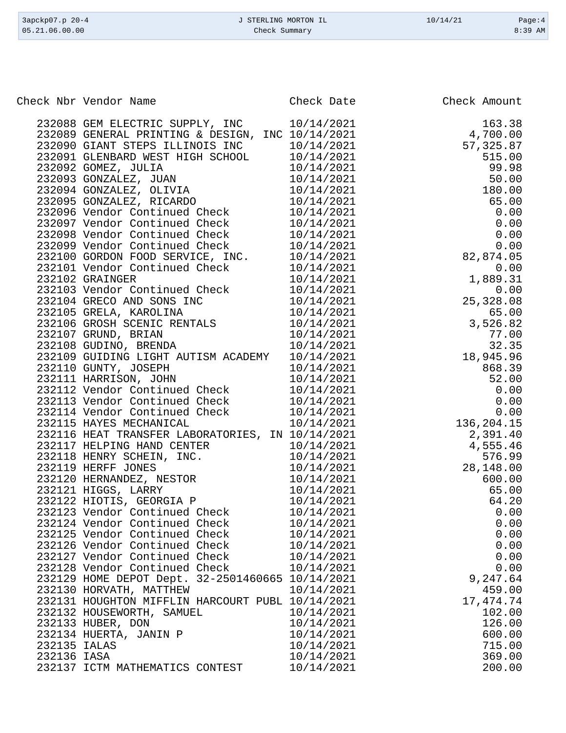| Check Nbr | Vendor Name | Check Date | Check Amount |
|---|---|---|---|
| 232088 | GEM ELECTRIC SUPPLY, INC | 10/14/2021 | 163.38 |
| 232089 | GENERAL PRINTING & DESIGN, INC | 10/14/2021 | 4,700.00 |
| 232090 | GIANT STEPS ILLINOIS INC | 10/14/2021 | 57,325.87 |
| 232091 | GLENBARD WEST HIGH SCHOOL | 10/14/2021 | 515.00 |
| 232092 | GOMEZ, JULIA | 10/14/2021 | 99.98 |
| 232093 | GONZALEZ, JUAN | 10/14/2021 | 50.00 |
| 232094 | GONZALEZ, OLIVIA | 10/14/2021 | 180.00 |
| 232095 | GONZALEZ, RICARDO | 10/14/2021 | 65.00 |
| 232096 | Vendor Continued Check | 10/14/2021 | 0.00 |
| 232097 | Vendor Continued Check | 10/14/2021 | 0.00 |
| 232098 | Vendor Continued Check | 10/14/2021 | 0.00 |
| 232099 | Vendor Continued Check | 10/14/2021 | 0.00 |
| 232100 | GORDON FOOD SERVICE, INC. | 10/14/2021 | 82,874.05 |
| 232101 | Vendor Continued Check | 10/14/2021 | 0.00 |
| 232102 | GRAINGER | 10/14/2021 | 1,889.31 |
| 232103 | Vendor Continued Check | 10/14/2021 | 0.00 |
| 232104 | GRECO AND SONS INC | 10/14/2021 | 25,328.08 |
| 232105 | GRELA, KAROLINA | 10/14/2021 | 65.00 |
| 232106 | GROSH SCENIC RENTALS | 10/14/2021 | 3,526.82 |
| 232107 | GRUND, BRIAN | 10/14/2021 | 77.00 |
| 232108 | GUDINO, BRENDA | 10/14/2021 | 32.35 |
| 232109 | GUIDING LIGHT AUTISM ACADEMY | 10/14/2021 | 18,945.96 |
| 232110 | GUNTY, JOSEPH | 10/14/2021 | 868.39 |
| 232111 | HARRISON, JOHN | 10/14/2021 | 52.00 |
| 232112 | Vendor Continued Check | 10/14/2021 | 0.00 |
| 232113 | Vendor Continued Check | 10/14/2021 | 0.00 |
| 232114 | Vendor Continued Check | 10/14/2021 | 0.00 |
| 232115 | HAYES MECHANICAL | 10/14/2021 | 136,204.15 |
| 232116 | HEAT TRANSFER LABORATORIES, IN | 10/14/2021 | 2,391.40 |
| 232117 | HELPING HAND CENTER | 10/14/2021 | 4,555.46 |
| 232118 | HENRY SCHEIN, INC. | 10/14/2021 | 576.99 |
| 232119 | HERFF JONES | 10/14/2021 | 28,148.00 |
| 232120 | HERNANDEZ, NESTOR | 10/14/2021 | 600.00 |
| 232121 | HIGGS, LARRY | 10/14/2021 | 65.00 |
| 232122 | HIOTIS, GEORGIA P | 10/14/2021 | 64.20 |
| 232123 | Vendor Continued Check | 10/14/2021 | 0.00 |
| 232124 | Vendor Continued Check | 10/14/2021 | 0.00 |
| 232125 | Vendor Continued Check | 10/14/2021 | 0.00 |
| 232126 | Vendor Continued Check | 10/14/2021 | 0.00 |
| 232127 | Vendor Continued Check | 10/14/2021 | 0.00 |
| 232128 | Vendor Continued Check | 10/14/2021 | 0.00 |
| 232129 | HOME DEPOT Dept. 32-2501460665 | 10/14/2021 | 9,247.64 |
| 232130 | HORVATH, MATTHEW | 10/14/2021 | 459.00 |
| 232131 | HOUGHTON MIFFLIN HARCOURT PUBL | 10/14/2021 | 17,474.74 |
| 232132 | HOUSEWORTH, SAMUEL | 10/14/2021 | 102.00 |
| 232133 | HUBER, DON | 10/14/2021 | 126.00 |
| 232134 | HUERTA, JANIN P | 10/14/2021 | 600.00 |
| 232135 | IALAS | 10/14/2021 | 715.00 |
| 232136 | IASA | 10/14/2021 | 369.00 |
| 232137 | ICTM MATHEMATICS CONTEST | 10/14/2021 | 200.00 |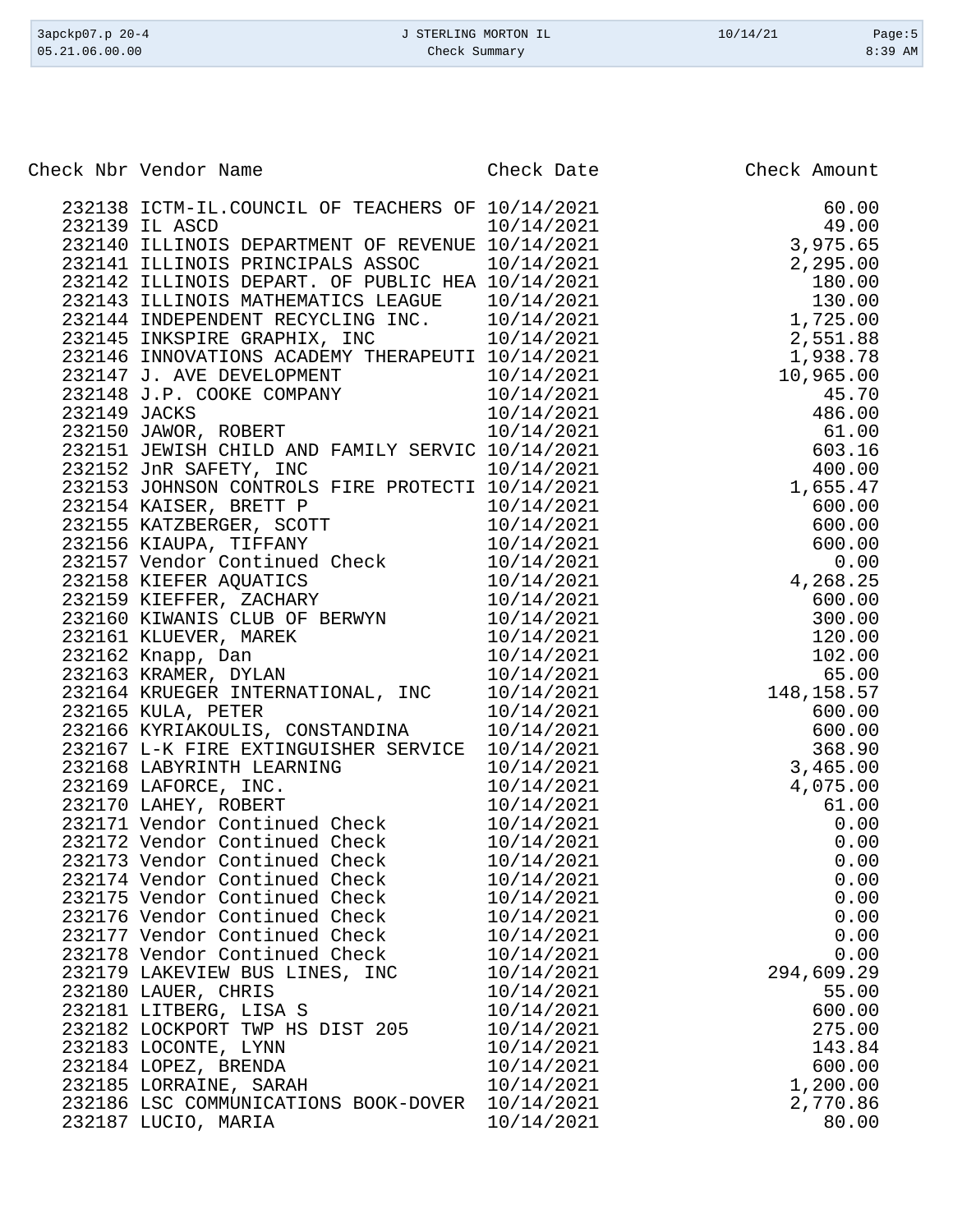| Check Nbr | Vendor Name | Check Date | Check Amount |
|---|---|---|---|
| 232138 | ICTM-IL.COUNCIL OF TEACHERS OF | 10/14/2021 | 60.00 |
| 232139 | IL ASCD | 10/14/2021 | 49.00 |
| 232140 | ILLINOIS DEPARTMENT OF REVENUE | 10/14/2021 | 3,975.65 |
| 232141 | ILLINOIS PRINCIPALS ASSOC | 10/14/2021 | 2,295.00 |
| 232142 | ILLINOIS DEPART. OF PUBLIC HEA | 10/14/2021 | 180.00 |
| 232143 | ILLINOIS MATHEMATICS LEAGUE | 10/14/2021 | 130.00 |
| 232144 | INDEPENDENT RECYCLING INC. | 10/14/2021 | 1,725.00 |
| 232145 | INKSPIRE GRAPHIX, INC | 10/14/2021 | 2,551.88 |
| 232146 | INNOVATIONS ACADEMY THERAPEUTI | 10/14/2021 | 1,938.78 |
| 232147 | J. AVE DEVELOPMENT | 10/14/2021 | 10,965.00 |
| 232148 | J.P. COOKE COMPANY | 10/14/2021 | 45.70 |
| 232149 | JACKS | 10/14/2021 | 486.00 |
| 232150 | JAWOR, ROBERT | 10/14/2021 | 61.00 |
| 232151 | JEWISH CHILD AND FAMILY SERVIC | 10/14/2021 | 603.16 |
| 232152 | JnR SAFETY, INC | 10/14/2021 | 400.00 |
| 232153 | JOHNSON CONTROLS FIRE PROTECTI | 10/14/2021 | 1,655.47 |
| 232154 | KAISER, BRETT P | 10/14/2021 | 600.00 |
| 232155 | KATZBERGER, SCOTT | 10/14/2021 | 600.00 |
| 232156 | KIAUPA, TIFFANY | 10/14/2021 | 600.00 |
| 232157 | Vendor Continued Check | 10/14/2021 | 0.00 |
| 232158 | KIEFER AQUATICS | 10/14/2021 | 4,268.25 |
| 232159 | KIEFFER, ZACHARY | 10/14/2021 | 600.00 |
| 232160 | KIWANIS CLUB OF BERWYN | 10/14/2021 | 300.00 |
| 232161 | KLUEVER, MAREK | 10/14/2021 | 120.00 |
| 232162 | Knapp, Dan | 10/14/2021 | 102.00 |
| 232163 | KRAMER, DYLAN | 10/14/2021 | 65.00 |
| 232164 | KRUEGER INTERNATIONAL, INC | 10/14/2021 | 148,158.57 |
| 232165 | KULA, PETER | 10/14/2021 | 600.00 |
| 232166 | KYRIAKOULIS, CONSTANDINA | 10/14/2021 | 600.00 |
| 232167 | L-K FIRE EXTINGUISHER SERVICE | 10/14/2021 | 368.90 |
| 232168 | LABYRINTH LEARNING | 10/14/2021 | 3,465.00 |
| 232169 | LAFORCE, INC. | 10/14/2021 | 4,075.00 |
| 232170 | LAHEY, ROBERT | 10/14/2021 | 61.00 |
| 232171 | Vendor Continued Check | 10/14/2021 | 0.00 |
| 232172 | Vendor Continued Check | 10/14/2021 | 0.00 |
| 232173 | Vendor Continued Check | 10/14/2021 | 0.00 |
| 232174 | Vendor Continued Check | 10/14/2021 | 0.00 |
| 232175 | Vendor Continued Check | 10/14/2021 | 0.00 |
| 232176 | Vendor Continued Check | 10/14/2021 | 0.00 |
| 232177 | Vendor Continued Check | 10/14/2021 | 0.00 |
| 232178 | Vendor Continued Check | 10/14/2021 | 0.00 |
| 232179 | LAKEVIEW BUS LINES, INC | 10/14/2021 | 294,609.29 |
| 232180 | LAUER, CHRIS | 10/14/2021 | 55.00 |
| 232181 | LITBERG, LISA S | 10/14/2021 | 600.00 |
| 232182 | LOCKPORT TWP HS DIST 205 | 10/14/2021 | 275.00 |
| 232183 | LOCONTE, LYNN | 10/14/2021 | 143.84 |
| 232184 | LOPEZ, BRENDA | 10/14/2021 | 600.00 |
| 232185 | LORRAINE, SARAH | 10/14/2021 | 1,200.00 |
| 232186 | LSC COMMUNICATIONS BOOK-DOVER | 10/14/2021 | 2,770.86 |
| 232187 | LUCIO, MARIA | 10/14/2021 | 80.00 |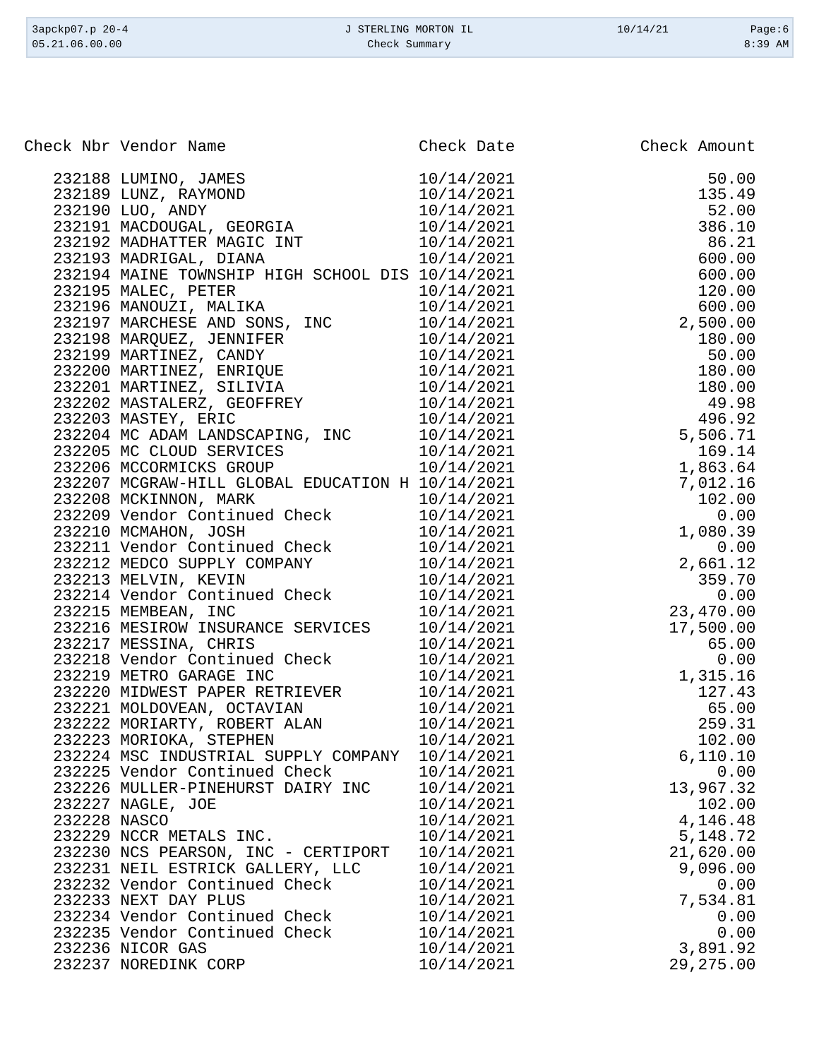| Check Nbr | Vendor Name | Check Date | Check Amount |
|---|---|---|---|
| 232188 | LUMINO, JAMES | 10/14/2021 | 50.00 |
| 232189 | LUNZ, RAYMOND | 10/14/2021 | 135.49 |
| 232190 | LUO, ANDY | 10/14/2021 | 52.00 |
| 232191 | MACDOUGAL, GEORGIA | 10/14/2021 | 386.10 |
| 232192 | MADHATTER MAGIC INT | 10/14/2021 | 86.21 |
| 232193 | MADRIGAL, DIANA | 10/14/2021 | 600.00 |
| 232194 | MAINE TOWNSHIP HIGH SCHOOL DIS | 10/14/2021 | 600.00 |
| 232195 | MALEC, PETER | 10/14/2021 | 120.00 |
| 232196 | MANOUZI, MALIKA | 10/14/2021 | 600.00 |
| 232197 | MARCHESE AND SONS, INC | 10/14/2021 | 2,500.00 |
| 232198 | MARQUEZ, JENNIFER | 10/14/2021 | 180.00 |
| 232199 | MARTINEZ, CANDY | 10/14/2021 | 50.00 |
| 232200 | MARTINEZ, ENRIQUE | 10/14/2021 | 180.00 |
| 232201 | MARTINEZ, SILIVIA | 10/14/2021 | 180.00 |
| 232202 | MASTALERZ, GEOFFREY | 10/14/2021 | 49.98 |
| 232203 | MASTEY, ERIC | 10/14/2021 | 496.92 |
| 232204 | MC ADAM LANDSCAPING, INC | 10/14/2021 | 5,506.71 |
| 232205 | MC CLOUD SERVICES | 10/14/2021 | 169.14 |
| 232206 | MCCORMICKS GROUP | 10/14/2021 | 1,863.64 |
| 232207 | MCGRAW-HILL GLOBAL EDUCATION H | 10/14/2021 | 7,012.16 |
| 232208 | MCKINNON, MARK | 10/14/2021 | 102.00 |
| 232209 | Vendor Continued Check | 10/14/2021 | 0.00 |
| 232210 | MCMAHON, JOSH | 10/14/2021 | 1,080.39 |
| 232211 | Vendor Continued Check | 10/14/2021 | 0.00 |
| 232212 | MEDCO SUPPLY COMPANY | 10/14/2021 | 2,661.12 |
| 232213 | MELVIN, KEVIN | 10/14/2021 | 359.70 |
| 232214 | Vendor Continued Check | 10/14/2021 | 0.00 |
| 232215 | MEMBEAN, INC | 10/14/2021 | 23,470.00 |
| 232216 | MESIROW INSURANCE SERVICES | 10/14/2021 | 17,500.00 |
| 232217 | MESSINA, CHRIS | 10/14/2021 | 65.00 |
| 232218 | Vendor Continued Check | 10/14/2021 | 0.00 |
| 232219 | METRO GARAGE INC | 10/14/2021 | 1,315.16 |
| 232220 | MIDWEST PAPER RETRIEVER | 10/14/2021 | 127.43 |
| 232221 | MOLDOVEAN, OCTAVIAN | 10/14/2021 | 65.00 |
| 232222 | MORIARTY, ROBERT ALAN | 10/14/2021 | 259.31 |
| 232223 | MORIOKA, STEPHEN | 10/14/2021 | 102.00 |
| 232224 | MSC INDUSTRIAL SUPPLY COMPANY | 10/14/2021 | 6,110.10 |
| 232225 | Vendor Continued Check | 10/14/2021 | 0.00 |
| 232226 | MULLER-PINEHURST DAIRY INC | 10/14/2021 | 13,967.32 |
| 232227 | NAGLE, JOE | 10/14/2021 | 102.00 |
| 232228 | NASCO | 10/14/2021 | 4,146.48 |
| 232229 | NCCR METALS INC. | 10/14/2021 | 5,148.72 |
| 232230 | NCS PEARSON, INC - CERTIPORT | 10/14/2021 | 21,620.00 |
| 232231 | NEIL ESTRICK GALLERY, LLC | 10/14/2021 | 9,096.00 |
| 232232 | Vendor Continued Check | 10/14/2021 | 0.00 |
| 232233 | NEXT DAY PLUS | 10/14/2021 | 7,534.81 |
| 232234 | Vendor Continued Check | 10/14/2021 | 0.00 |
| 232235 | Vendor Continued Check | 10/14/2021 | 0.00 |
| 232236 | NICOR GAS | 10/14/2021 | 3,891.92 |
| 232237 | NOREDINK CORP | 10/14/2021 | 29,275.00 |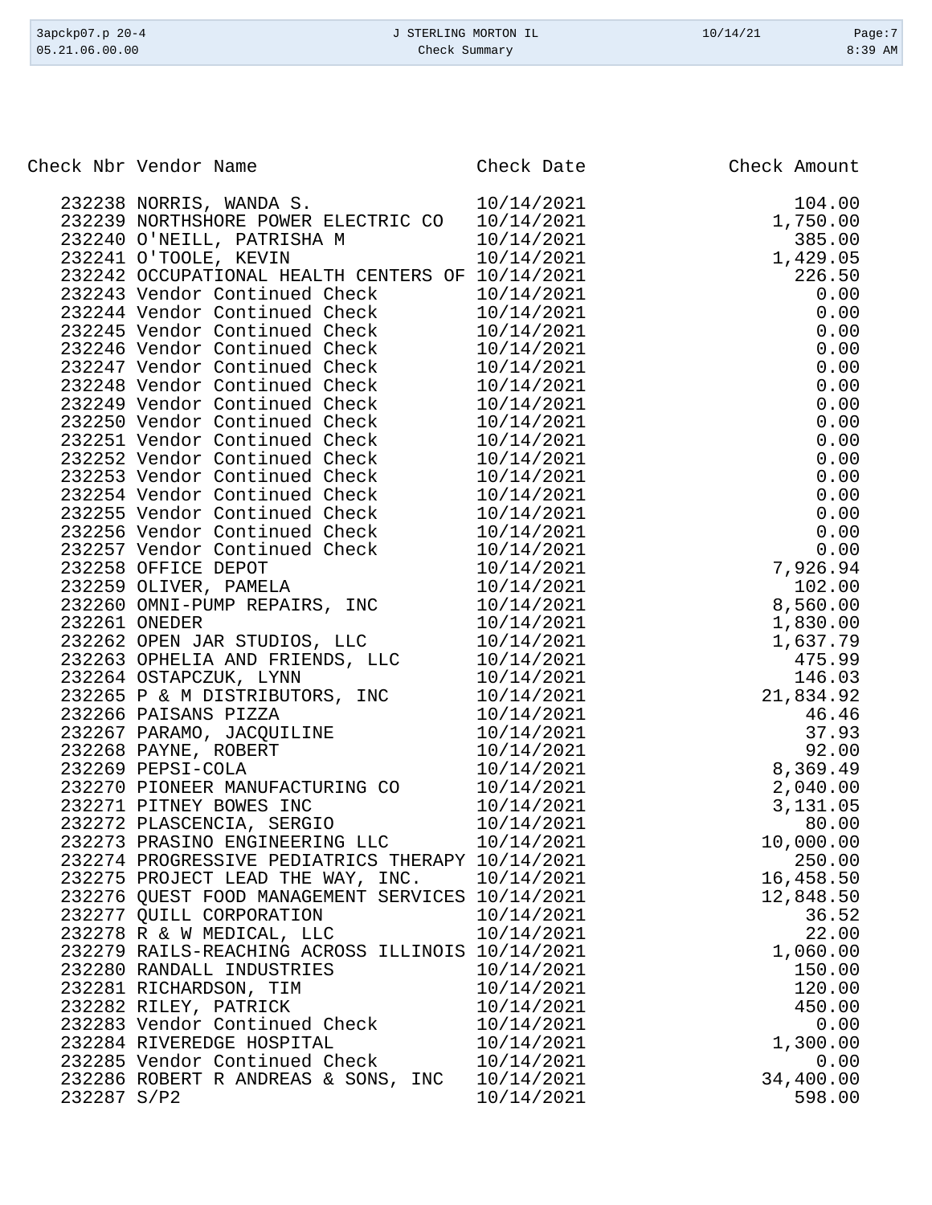| Check Nbr | Vendor Name | Check Date | Check Amount |
|---|---|---|---|
| 232238 | NORRIS, WANDA S. | 10/14/2021 | 104.00 |
| 232239 | NORTHSHORE POWER ELECTRIC CO | 10/14/2021 | 1,750.00 |
| 232240 | O'NEILL, PATRISHA M | 10/14/2021 | 385.00 |
| 232241 | O'TOOLE, KEVIN | 10/14/2021 | 1,429.05 |
| 232242 | OCCUPATIONAL HEALTH CENTERS OF | 10/14/2021 | 226.50 |
| 232243 | Vendor Continued Check | 10/14/2021 | 0.00 |
| 232244 | Vendor Continued Check | 10/14/2021 | 0.00 |
| 232245 | Vendor Continued Check | 10/14/2021 | 0.00 |
| 232246 | Vendor Continued Check | 10/14/2021 | 0.00 |
| 232247 | Vendor Continued Check | 10/14/2021 | 0.00 |
| 232248 | Vendor Continued Check | 10/14/2021 | 0.00 |
| 232249 | Vendor Continued Check | 10/14/2021 | 0.00 |
| 232250 | Vendor Continued Check | 10/14/2021 | 0.00 |
| 232251 | Vendor Continued Check | 10/14/2021 | 0.00 |
| 232252 | Vendor Continued Check | 10/14/2021 | 0.00 |
| 232253 | Vendor Continued Check | 10/14/2021 | 0.00 |
| 232254 | Vendor Continued Check | 10/14/2021 | 0.00 |
| 232255 | Vendor Continued Check | 10/14/2021 | 0.00 |
| 232256 | Vendor Continued Check | 10/14/2021 | 0.00 |
| 232257 | Vendor Continued Check | 10/14/2021 | 0.00 |
| 232258 | OFFICE DEPOT | 10/14/2021 | 7,926.94 |
| 232259 | OLIVER, PAMELA | 10/14/2021 | 102.00 |
| 232260 | OMNI-PUMP REPAIRS, INC | 10/14/2021 | 8,560.00 |
| 232261 | ONEDER | 10/14/2021 | 1,830.00 |
| 232262 | OPEN JAR STUDIOS, LLC | 10/14/2021 | 1,637.79 |
| 232263 | OPHELIA AND FRIENDS, LLC | 10/14/2021 | 475.99 |
| 232264 | OSTAPCZUK, LYNN | 10/14/2021 | 146.03 |
| 232265 | P & M DISTRIBUTORS, INC | 10/14/2021 | 21,834.92 |
| 232266 | PAISANS PIZZA | 10/14/2021 | 46.46 |
| 232267 | PARAMO, JACQUILINE | 10/14/2021 | 37.93 |
| 232268 | PAYNE, ROBERT | 10/14/2021 | 92.00 |
| 232269 | PEPSI-COLA | 10/14/2021 | 8,369.49 |
| 232270 | PIONEER MANUFACTURING CO | 10/14/2021 | 2,040.00 |
| 232271 | PITNEY BOWES INC | 10/14/2021 | 3,131.05 |
| 232272 | PLASCENCIA, SERGIO | 10/14/2021 | 80.00 |
| 232273 | PRASINO ENGINEERING LLC | 10/14/2021 | 10,000.00 |
| 232274 | PROGRESSIVE PEDIATRICS THERAPY | 10/14/2021 | 250.00 |
| 232275 | PROJECT LEAD THE WAY, INC. | 10/14/2021 | 16,458.50 |
| 232276 | QUEST FOOD MANAGEMENT SERVICES | 10/14/2021 | 12,848.50 |
| 232277 | QUILL CORPORATION | 10/14/2021 | 36.52 |
| 232278 | R & W MEDICAL, LLC | 10/14/2021 | 22.00 |
| 232279 | RAILS-REACHING ACROSS ILLINOIS | 10/14/2021 | 1,060.00 |
| 232280 | RANDALL INDUSTRIES | 10/14/2021 | 150.00 |
| 232281 | RICHARDSON, TIM | 10/14/2021 | 120.00 |
| 232282 | RILEY, PATRICK | 10/14/2021 | 450.00 |
| 232283 | Vendor Continued Check | 10/14/2021 | 0.00 |
| 232284 | RIVEREDGE HOSPITAL | 10/14/2021 | 1,300.00 |
| 232285 | Vendor Continued Check | 10/14/2021 | 0.00 |
| 232286 | ROBERT R ANDREAS & SONS, INC | 10/14/2021 | 34,400.00 |
| 232287 | S/P2 | 10/14/2021 | 598.00 |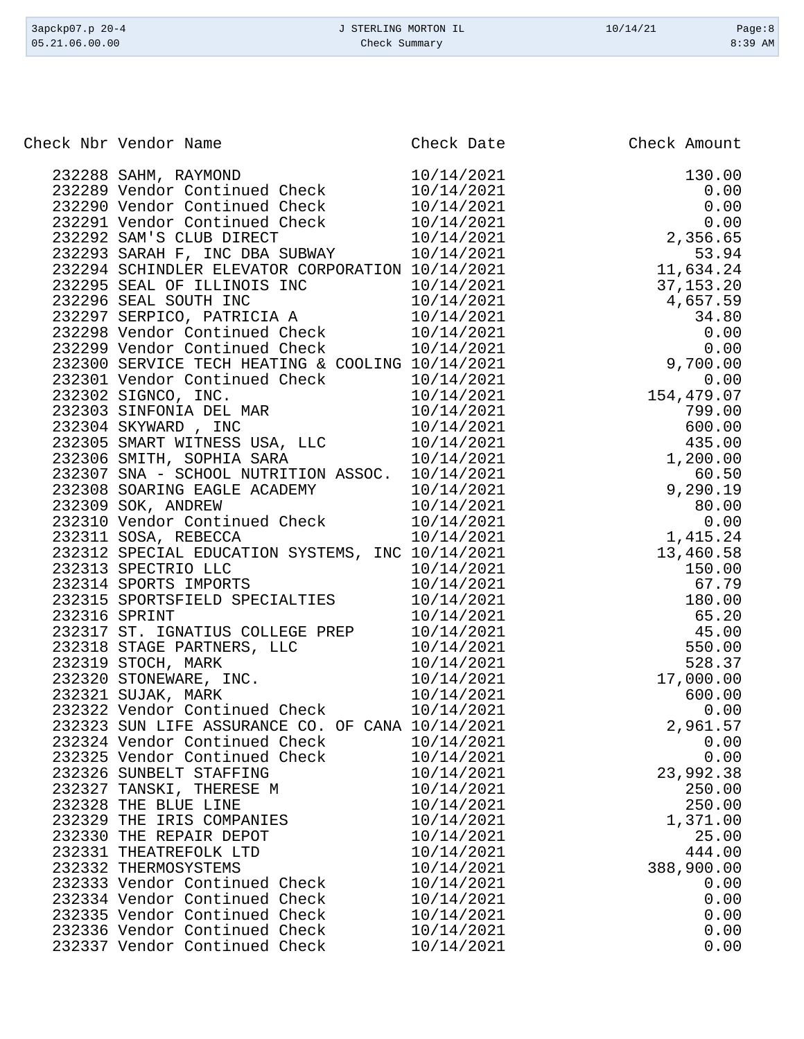| Check Nbr | Vendor Name | Check Date | Check Amount |
|---|---|---|---|
| 232288 | SAHM, RAYMOND | 10/14/2021 | 130.00 |
| 232289 | Vendor Continued Check | 10/14/2021 | 0.00 |
| 232290 | Vendor Continued Check | 10/14/2021 | 0.00 |
| 232291 | Vendor Continued Check | 10/14/2021 | 0.00 |
| 232292 | SAM'S CLUB DIRECT | 10/14/2021 | 2,356.65 |
| 232293 | SARAH F, INC DBA SUBWAY | 10/14/2021 | 53.94 |
| 232294 | SCHINDLER ELEVATOR CORPORATION | 10/14/2021 | 11,634.24 |
| 232295 | SEAL OF ILLINOIS INC | 10/14/2021 | 37,153.20 |
| 232296 | SEAL SOUTH INC | 10/14/2021 | 4,657.59 |
| 232297 | SERPICO, PATRICIA A | 10/14/2021 | 34.80 |
| 232298 | Vendor Continued Check | 10/14/2021 | 0.00 |
| 232299 | Vendor Continued Check | 10/14/2021 | 0.00 |
| 232300 | SERVICE TECH HEATING & COOLING | 10/14/2021 | 9,700.00 |
| 232301 | Vendor Continued Check | 10/14/2021 | 0.00 |
| 232302 | SIGNCO, INC. | 10/14/2021 | 154,479.07 |
| 232303 | SINFONIA DEL MAR | 10/14/2021 | 799.00 |
| 232304 | SKYWARD , INC | 10/14/2021 | 600.00 |
| 232305 | SMART WITNESS USA, LLC | 10/14/2021 | 435.00 |
| 232306 | SMITH, SOPHIA SARA | 10/14/2021 | 1,200.00 |
| 232307 | SNA - SCHOOL NUTRITION ASSOC. | 10/14/2021 | 60.50 |
| 232308 | SOARING EAGLE ACADEMY | 10/14/2021 | 9,290.19 |
| 232309 | SOK, ANDREW | 10/14/2021 | 80.00 |
| 232310 | Vendor Continued Check | 10/14/2021 | 0.00 |
| 232311 | SOSA, REBECCA | 10/14/2021 | 1,415.24 |
| 232312 | SPECIAL EDUCATION SYSTEMS, INC | 10/14/2021 | 13,460.58 |
| 232313 | SPECTRIO LLC | 10/14/2021 | 150.00 |
| 232314 | SPORTS IMPORTS | 10/14/2021 | 67.79 |
| 232315 | SPORTSFIELD SPECIALTIES | 10/14/2021 | 180.00 |
| 232316 | SPRINT | 10/14/2021 | 65.20 |
| 232317 | ST. IGNATIUS COLLEGE PREP | 10/14/2021 | 45.00 |
| 232318 | STAGE PARTNERS, LLC | 10/14/2021 | 550.00 |
| 232319 | STOCH, MARK | 10/14/2021 | 528.37 |
| 232320 | STONEWARE, INC. | 10/14/2021 | 17,000.00 |
| 232321 | SUJAK, MARK | 10/14/2021 | 600.00 |
| 232322 | Vendor Continued Check | 10/14/2021 | 0.00 |
| 232323 | SUN LIFE ASSURANCE CO. OF CANA | 10/14/2021 | 2,961.57 |
| 232324 | Vendor Continued Check | 10/14/2021 | 0.00 |
| 232325 | Vendor Continued Check | 10/14/2021 | 0.00 |
| 232326 | SUNBELT STAFFING | 10/14/2021 | 23,992.38 |
| 232327 | TANSKI, THERESE M | 10/14/2021 | 250.00 |
| 232328 | THE BLUE LINE | 10/14/2021 | 250.00 |
| 232329 | THE IRIS COMPANIES | 10/14/2021 | 1,371.00 |
| 232330 | THE REPAIR DEPOT | 10/14/2021 | 25.00 |
| 232331 | THEATREFOLK LTD | 10/14/2021 | 444.00 |
| 232332 | THERMOSYSTEMS | 10/14/2021 | 388,900.00 |
| 232333 | Vendor Continued Check | 10/14/2021 | 0.00 |
| 232334 | Vendor Continued Check | 10/14/2021 | 0.00 |
| 232335 | Vendor Continued Check | 10/14/2021 | 0.00 |
| 232336 | Vendor Continued Check | 10/14/2021 | 0.00 |
| 232337 | Vendor Continued Check | 10/14/2021 | 0.00 |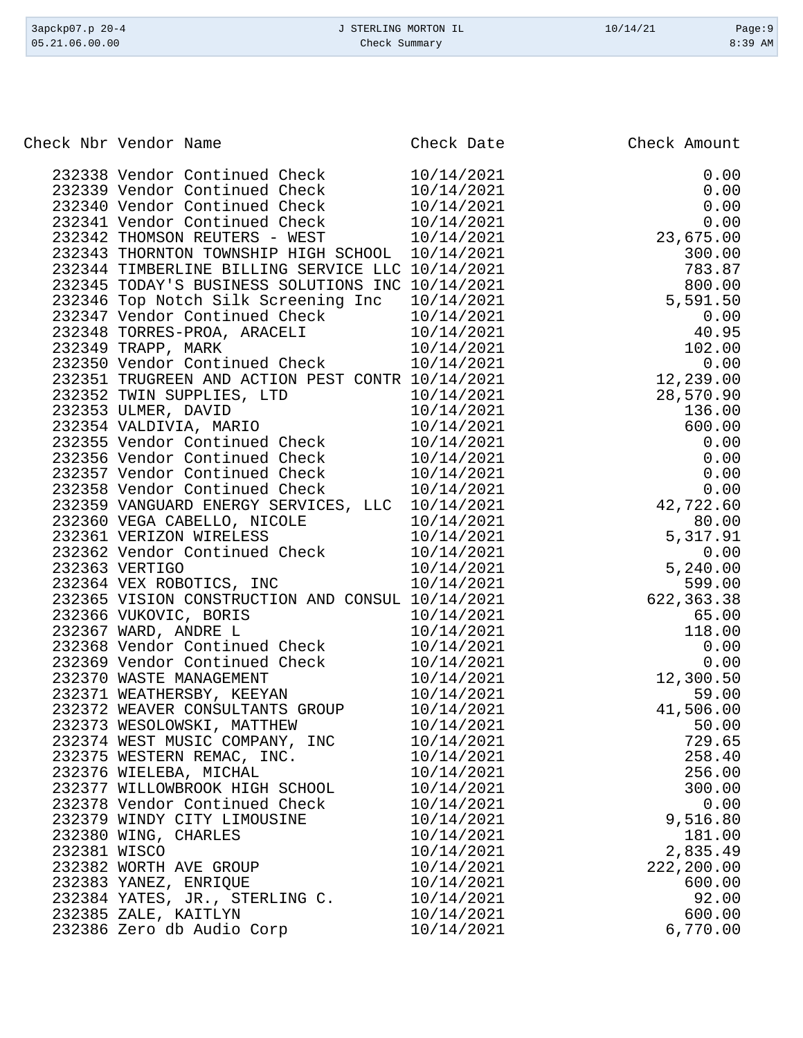| Check Nbr | Vendor Name | Check Date | Check Amount |
|---|---|---|---|
| 232338 | Vendor Continued Check | 10/14/2021 | 0.00 |
| 232339 | Vendor Continued Check | 10/14/2021 | 0.00 |
| 232340 | Vendor Continued Check | 10/14/2021 | 0.00 |
| 232341 | Vendor Continued Check | 10/14/2021 | 0.00 |
| 232342 | THOMSON REUTERS - WEST | 10/14/2021 | 23,675.00 |
| 232343 | THORNTON TOWNSHIP HIGH SCHOOL | 10/14/2021 | 300.00 |
| 232344 | TIMBERLINE BILLING SERVICE LLC | 10/14/2021 | 783.87 |
| 232345 | TODAY'S BUSINESS SOLUTIONS INC | 10/14/2021 | 800.00 |
| 232346 | Top Notch Silk Screening Inc | 10/14/2021 | 5,591.50 |
| 232347 | Vendor Continued Check | 10/14/2021 | 0.00 |
| 232348 | TORRES-PROA, ARACELI | 10/14/2021 | 40.95 |
| 232349 | TRAPP, MARK | 10/14/2021 | 102.00 |
| 232350 | Vendor Continued Check | 10/14/2021 | 0.00 |
| 232351 | TRUGREEN AND ACTION PEST CONTR | 10/14/2021 | 12,239.00 |
| 232352 | TWIN SUPPLIES, LTD | 10/14/2021 | 28,570.90 |
| 232353 | ULMER, DAVID | 10/14/2021 | 136.00 |
| 232354 | VALDIVIA, MARIO | 10/14/2021 | 600.00 |
| 232355 | Vendor Continued Check | 10/14/2021 | 0.00 |
| 232356 | Vendor Continued Check | 10/14/2021 | 0.00 |
| 232357 | Vendor Continued Check | 10/14/2021 | 0.00 |
| 232358 | Vendor Continued Check | 10/14/2021 | 0.00 |
| 232359 | VANGUARD ENERGY SERVICES, LLC | 10/14/2021 | 42,722.60 |
| 232360 | VEGA CABELLO, NICOLE | 10/14/2021 | 80.00 |
| 232361 | VERIZON WIRELESS | 10/14/2021 | 5,317.91 |
| 232362 | Vendor Continued Check | 10/14/2021 | 0.00 |
| 232363 | VERTIGO | 10/14/2021 | 5,240.00 |
| 232364 | VEX ROBOTICS, INC | 10/14/2021 | 599.00 |
| 232365 | VISION CONSTRUCTION AND CONSUL | 10/14/2021 | 622,363.38 |
| 232366 | VUKOVIC, BORIS | 10/14/2021 | 65.00 |
| 232367 | WARD, ANDRE L | 10/14/2021 | 118.00 |
| 232368 | Vendor Continued Check | 10/14/2021 | 0.00 |
| 232369 | Vendor Continued Check | 10/14/2021 | 0.00 |
| 232370 | WASTE MANAGEMENT | 10/14/2021 | 12,300.50 |
| 232371 | WEATHERSBY, KEEYAN | 10/14/2021 | 59.00 |
| 232372 | WEAVER CONSULTANTS GROUP | 10/14/2021 | 41,506.00 |
| 232373 | WESOLOWSKI, MATTHEW | 10/14/2021 | 50.00 |
| 232374 | WEST MUSIC COMPANY, INC | 10/14/2021 | 729.65 |
| 232375 | WESTERN REMAC, INC. | 10/14/2021 | 258.40 |
| 232376 | WIELEBA, MICHAL | 10/14/2021 | 256.00 |
| 232377 | WILLOWBROOK HIGH SCHOOL | 10/14/2021 | 300.00 |
| 232378 | Vendor Continued Check | 10/14/2021 | 0.00 |
| 232379 | WINDY CITY LIMOUSINE | 10/14/2021 | 9,516.80 |
| 232380 | WING, CHARLES | 10/14/2021 | 181.00 |
| 232381 | WISCO | 10/14/2021 | 2,835.49 |
| 232382 | WORTH AVE GROUP | 10/14/2021 | 222,200.00 |
| 232383 | YANEZ, ENRIQUE | 10/14/2021 | 600.00 |
| 232384 | YATES, JR., STERLING C. | 10/14/2021 | 92.00 |
| 232385 | ZALE, KAITLYN | 10/14/2021 | 600.00 |
| 232386 | Zero db Audio Corp | 10/14/2021 | 6,770.00 |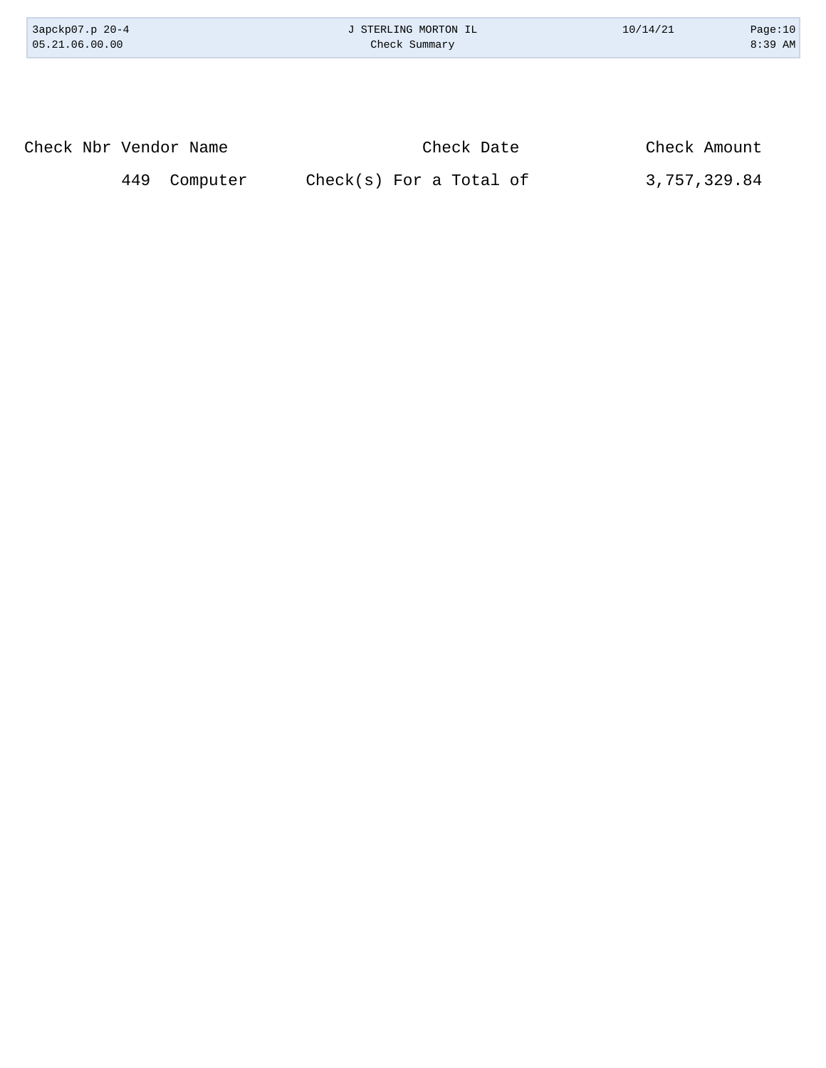| Check Nbr | Vendor Name | Check Date | Check Amount |
| --- | --- | --- | --- |
| | 449 Computer | Check(s) For a Total of | 3,757,329.84 |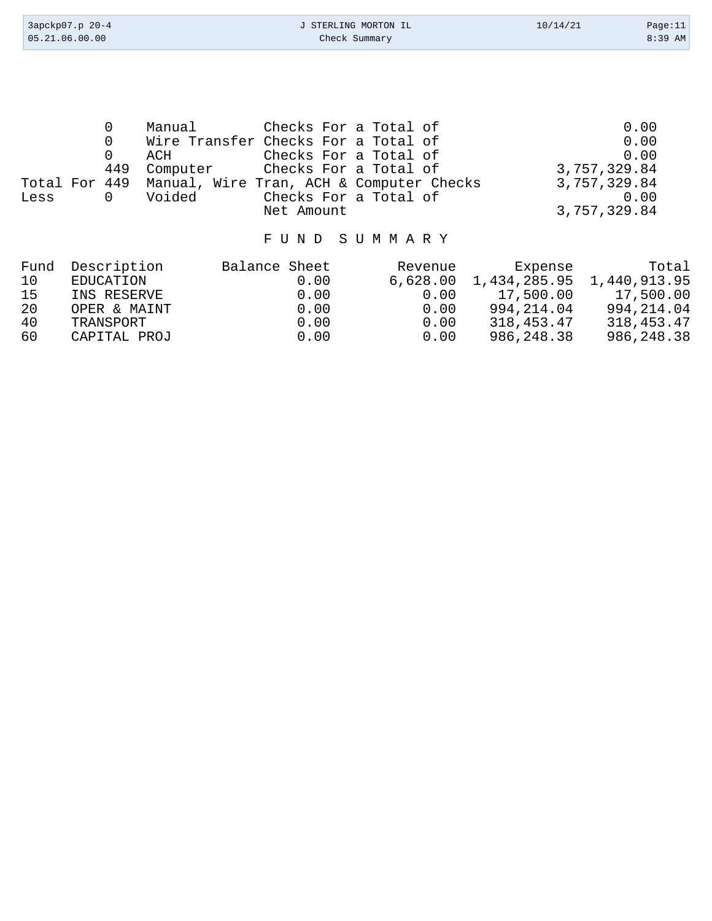| | | | |
|---|---|---|---|
| | 0 | Manual Checks For a Total of | 0.00 |
| | 0 | Wire Transfer Checks For a Total of | 0.00 |
| | 0 | ACH Checks For a Total of | 0.00 |
| | 449 | Computer Checks For a Total of | 3,757,329.84 |
| Total For | 449 | Manual, Wire Tran, ACH & Computer Checks | 3,757,329.84 |
| Less | 0 | Voided Checks For a Total of | 0.00 |
| | | Net Amount | 3,757,329.84 |

## F U N D S U M M A R Y

| Fund | Description | Balance Sheet | Revenue | Expense | Total |
|---|---|---|---|---|---|
| 10 | EDUCATION | 0.00 | 6,628.00 | 1,434,285.95 | 1,440,913.95 |
| 15 | INS RESERVE | 0.00 | 0.00 | 17,500.00 | 17,500.00 |
| 20 | OPER & MAINT | 0.00 | 0.00 | 994,214.04 | 994,214.04 |
| 40 | TRANSPORT | 0.00 | 0.00 | 318,453.47 | 318,453.47 |
| 60 | CAPITAL PROJ | 0.00 | 0.00 | 986,248.38 | 986,248.38 |